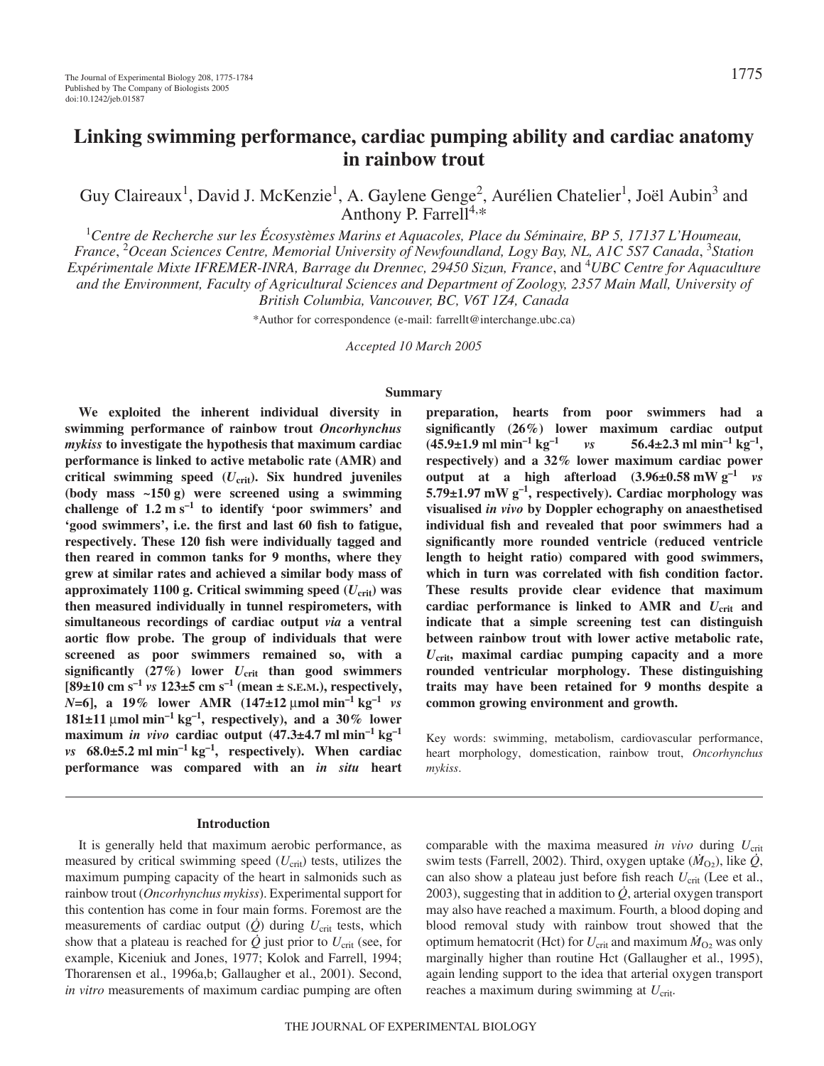# Linking swimming performance, cardiac pumping ability and cardiac anatomy in rainbow trout

Guy Claireaux[1], David J. McKenzie[1], A. Gaylene Genge[2], Aurélien Chatelier[1], Joël Aubin[3] and Anthony P. Farrell[4,*]

[1]*Centre de Recherche sur les Écosystèmes Marins et Aquacoles, Place du Séminaire, BP 5, 17137 L'Houmeau, France*, [2]*Ocean Sciences Centre, Memorial University of Newfoundland, Logy Bay, NL, A1C 5S7 Canada*, [3]*Station Expérimentale Mixte IFREMER-INRA, Barrage du Drennec, 29450 Sizun, France*, and [4]*UBC Centre for Aquaculture and the Environment, Faculty of Agricultural Sciences and Department of Zoology, 2357 Main Mall, University of British Columbia, Vancouver, BC, V6T 1Z4, Canada*

*Author for correspondence (e-mail: farrellt@interchange.ubc.ca)

*Accepted 10 March 2005*

## Summary

**We exploited the inherent individual diversity in swimming performance of rainbow trout *Oncorhynchus mykiss* to investigate the hypothesis that maximum cardiac performance is linked to active metabolic rate (AMR) and critical swimming speed ($U_{crit}$). Six hundred juveniles (body mass ~150 g) were screened using a swimming challenge of 1.2 m s$^{-1}$ to identify 'poor swimmers' and 'good swimmers', i.e. the first and last 60 fish to fatigue, respectively. These 120 fish were individually tagged and then reared in common tanks for 9 months, where they grew at similar rates and achieved a similar body mass of approximately 1100 g. Critical swimming speed ($U_{crit}$) was then measured individually in tunnel respirometers, with simultaneous recordings of cardiac output *via* a ventral aortic flow probe. The group of individuals that were screened as poor swimmers remained so, with a significantly (27%) lower $U_{crit}$ than good swimmers [89±10 cm s$^{-1}$ *vs* 123±5 cm s$^{-1}$ (mean ± s.e.m.), respectively, $N$=6], a 19% lower AMR (147±12 μmol min$^{-1}$ kg$^{-1}$ *vs* 181±11 μmol min$^{-1}$ kg$^{-1}$, respectively), and a 30% lower maximum *in vivo* cardiac output (47.3±4.7 ml min$^{-1}$ kg$^{-1}$ *vs* 68.0±5.2 ml min$^{-1}$ kg$^{-1}$, respectively). When cardiac performance was compared with an *in situ* heart preparation, hearts from poor swimmers had a significantly (26%) lower maximum cardiac output (45.9±1.9 ml min$^{-1}$ kg$^{-1}$ *vs* 56.4±2.3 ml min$^{-1}$ kg$^{-1}$, respectively) and a 32% lower maximum cardiac power output at a high afterload (3.96±0.58 mW g$^{-1}$ *vs* 5.79±1.97 mW g$^{-1}$, respectively). Cardiac morphology was visualised *in vivo* by Doppler echography on anaesthetised individual fish and revealed that poor swimmers had a significantly more rounded ventricle (reduced ventricle length to height ratio) compared with good swimmers, which in turn was correlated with fish condition factor. These results provide clear evidence that maximum cardiac performance is linked to AMR and $U_{crit}$ and indicate that a simple screening test can distinguish between rainbow trout with lower active metabolic rate, $U_{crit}$, maximal cardiac pumping capacity and a more rounded ventricular morphology. These distinguishing traits may have been retained for 9 months despite a common growing environment and growth.**

Key words: swimming, metabolism, cardiovascular performance, heart morphology, domestication, rainbow trout, *Oncorhynchus mykiss*.

## Introduction

It is generally held that maximum aerobic performance, as measured by critical swimming speed ($U_{crit}$) tests, utilizes the maximum pumping capacity of the heart in salmonids such as rainbow trout (*Oncorhynchus mykiss*). Experimental support for this contention has come in four main forms. Foremost are the measurements of cardiac output ($\dot{Q}$) during $U_{crit}$ tests, which show that a plateau is reached for $\dot{Q}$ just prior to $U_{crit}$ (see, for example, Kiceniuk and Jones, 1977; Kolok and Farrell, 1994; Thorarensen et al., 1996a,b; Gallaugher et al., 2001). Second, *in vitro* measurements of maximum cardiac pumping are often comparable with the maxima measured *in vivo* during $U_{crit}$ swim tests (Farrell, 2002). Third, oxygen uptake ($\dot{M}_{O_2}$), like $\dot{Q}$, can also show a plateau just before fish reach $U_{crit}$ (Lee et al., 2003), suggesting that in addition to $\dot{Q}$, arterial oxygen transport may also have reached a maximum. Fourth, a blood doping and blood removal study with rainbow trout showed that the optimum hematocrit (Hct) for $U_{crit}$ and maximum $\dot{M}_{O_2}$ was only marginally higher than routine Hct (Gallaugher et al., 1995), again lending support to the idea that arterial oxygen transport reaches a maximum during swimming at $U_{crit}$.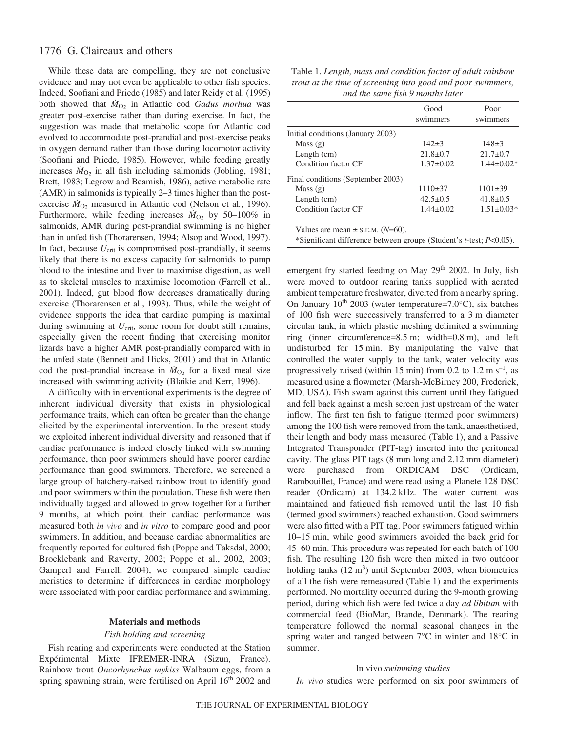While these data are compelling, they are not conclusive evidence and may not even be applicable to other fish species. Indeed, Soofiani and Priede (1985) and later Reidy et al. (1995) both showed that $\dot{M}_{O_2}$ in Atlantic cod *Gadus morhua* was greater post-exercise rather than during exercise. In fact, the suggestion was made that metabolic scope for Atlantic cod evolved to accommodate post-prandial and post-exercise peaks in oxygen demand rather than those during locomotor activity (Soofiani and Priede, 1985). However, while feeding greatly increases $\dot{M}_{O_2}$ in all fish including salmonids (Jobling, 1981; Brett, 1983; Legrow and Beamish, 1986), active metabolic rate (AMR) in salmonids is typically 2–3 times higher than the post-exercise $\dot{M}_{O_2}$ measured in Atlantic cod (Nelson et al., 1996). Furthermore, while feeding increases $\dot{M}_{O_2}$ by 50–100% in salmonids, AMR during post-prandial swimming is no higher than in unfed fish (Thorarensen, 1994; Alsop and Wood, 1997). In fact, because $U_{crit}$ is compromised post-prandially, it seems likely that there is no excess capacity for salmonids to pump blood to the intestine and liver to maximise digestion, as well as to skeletal muscles to maximise locomotion (Farrell et al., 2001). Indeed, gut blood flow decreases dramatically during exercise (Thorarensen et al., 1993). Thus, while the weight of evidence supports the idea that cardiac pumping is maximal during swimming at $U_{crit}$, some room for doubt still remains, especially given the recent finding that exercising monitor lizards have a higher AMR post-prandially compared with in the unfed state (Bennett and Hicks, 2001) and that in Atlantic cod the post-prandial increase in $\dot{M}_{O_2}$ for a fixed meal size increased with swimming activity (Blaikie and Kerr, 1996).

A difficulty with interventional experiments is the degree of inherent individual diversity that exists in physiological performance traits, which can often be greater than the change elicited by the experimental intervention. In the present study we exploited inherent individual diversity and reasoned that if cardiac performance is indeed closely linked with swimming performance, then poor swimmers should have poorer cardiac performance than good swimmers. Therefore, we screened a large group of hatchery-raised rainbow trout to identify good and poor swimmers within the population. These fish were then individually tagged and allowed to grow together for a further 9 months, at which point their cardiac performance was measured both *in vivo* and *in vitro* to compare good and poor swimmers. In addition, and because cardiac abnormalities are frequently reported for cultured fish (Poppe and Taksdal, 2000; Brocklebank and Raverty, 2002; Poppe et al., 2002, 2003; Gamperl and Farrell, 2004), we compared simple cardiac meristics to determine if differences in cardiac morphology were associated with poor cardiac performance and swimming.

## Materials and methods

### *Fish holding and screening*

Fish rearing and experiments were conducted at the Station Expérimental Mixte IFREMER-INRA (Sizun, France). Rainbow trout *Oncorhynchus mykiss* Walbaum eggs, from a spring spawning strain, were fertilised on April 16th 2002 and emergent fry started feeding on May 29th 2002. In July, fish were moved to outdoor rearing tanks supplied with aerated ambient temperature freshwater, diverted from a nearby spring. On January 10th 2003 (water temperature=7.0°C), six batches of 100 fish were successively transferred to a 3 m diameter circular tank, in which plastic meshing delimited a swimming ring (inner circumference=8.5 m; width=0.8 m), and left undisturbed for 15 min. By manipulating the valve that controlled the water supply to the tank, water velocity was progressively raised (within 15 min) from 0.2 to 1.2 m s$^{-1}$, as measured using a flowmeter (Marsh-McBirney 200, Frederick, MD, USA). Fish swam against this current until they fatigued and fell back against a mesh screen just upstream of the water inflow. The first ten fish to fatigue (termed poor swimmers) among the 100 fish were removed from the tank, anaesthetised, their length and body mass measured (Table 1), and a Passive Integrated Transponder (PIT-tag) inserted into the peritoneal cavity. The glass PIT tags (8 mm long and 2.12 mm diameter) were purchased from ORDICAM DSC (Ordicam, Rambouillet, France) and were read using a Planete 128 DSC reader (Ordicam) at 134.2 kHz. The water current was maintained and fatigued fish removed until the last 10 fish (termed good swimmers) reached exhaustion. Good swimmers were also fitted with a PIT tag. Poor swimmers fatigued within 10–15 min, while good swimmers avoided the back grid for 45–60 min. This procedure was repeated for each batch of 100 fish. The resulting 120 fish were then mixed in two outdoor holding tanks (12 m$^3$) until September 2003, when biometrics of all the fish were remeasured (Table 1) and the experiments performed. No mortality occurred during the 9-month growing period, during which fish were fed twice a day *ad libitum* with commercial feed (BioMar, Brande, Denmark). The rearing temperature followed the normal seasonal changes in the spring water and ranged between 7°C in winter and 18°C in summer.

Table 1. *Length, mass and condition factor of adult rainbow trout at the time of screening into good and poor swimmers, and the same fish 9 months later*

| | Good swimmers | Poor swimmers |
|---|---|---|
| Initial conditions (January 2003) | | |
| Mass (g) | 142±3 | 148±3 |
| Length (cm) | 21.8±0.7 | 21.7±0.7 |
| Condition factor CF | 1.37±0.02 | 1.44±0.02* |
| Final conditions (September 2003) | | |
| Mass (g) | 1110±37 | 1101±39 |
| Length (cm) | 42.5±0.5 | 41.8±0.5 |
| Condition factor CF | 1.44±0.02 | 1.51±0.03* |

Values are mean ± S.E.M. ($N$=60).
*Significant difference between groups (Student's *t*-test; $P$<0.05).

### In vivo *swimming studies*

*In vivo* studies were performed on six poor swimmers of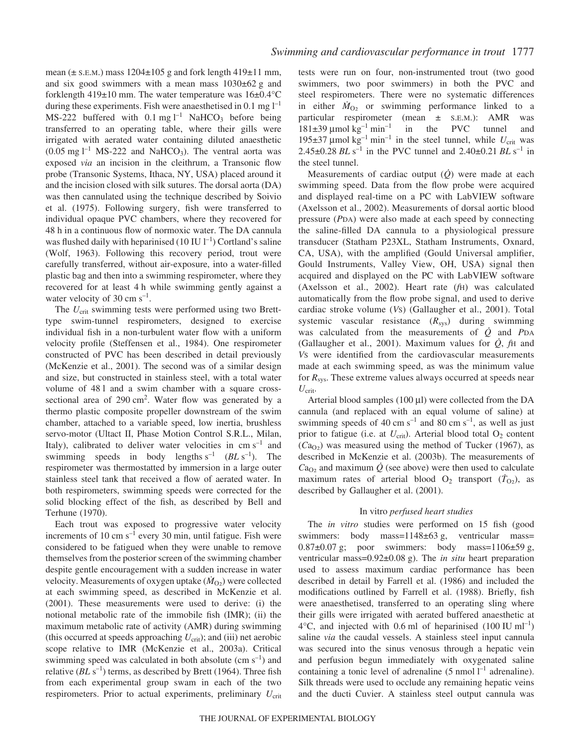mean (± S.E.M.) mass 1204±105 g and fork length 419±11 mm, and six good swimmers with a mean mass 1030±62 g and forklength 419±10 mm. The water temperature was 16±0.4°C during these experiments. Fish were anaesthetised in 0.1 mg $l^{-1}$ MS-222 buffered with 0.1 mg $l^{-1}$ $NaHCO_3$ before being transferred to an operating table, where their gills were irrigated with aerated water containing diluted anaesthetic (0.05 mg $l^{-1}$ MS-222 and $NaHCO_3$). The ventral aorta was exposed *via* an incision in the cleithrum, a Transonic flow probe (Transonic Systems, Ithaca, NY, USA) placed around it and the incision closed with silk sutures. The dorsal aorta (DA) was then cannulated using the technique described by Soivio et al. (1975). Following surgery, fish were transferred to individual opaque PVC chambers, where they recovered for 48 h in a continuous flow of normoxic water. The DA cannula was flushed daily with heparinised (10 IU $l^{-1}$) Cortland's saline (Wolf, 1963). Following this recovery period, trout were carefully transferred, without air-exposure, into a water-filled plastic bag and then into a swimming respirometer, where they recovered for at least 4 h while swimming gently against a water velocity of 30 cm $s^{-1}$.

The $U_{crit}$ swimming tests were performed using two Brett-type swim-tunnel respirometers, designed to exercise individual fish in a non-turbulent water flow with a uniform velocity profile (Steffensen et al., 1984). One respirometer constructed of PVC has been described in detail previously (McKenzie et al., 2001). The second was of a similar design and size, but constructed in stainless steel, with a total water volume of 48 l and a swim chamber with a square cross-sectional area of 290 $cm^2$. Water flow was generated by a thermo plastic composite propeller downstream of the swim chamber, attached to a variable speed, low inertia, brushless servo-motor (Ultact II, Phase Motion Control S.R.L., Milan, Italy), calibrated to deliver water velocities in cm $s^{-1}$ and swimming speeds in body lengths $s^{-1}$ ($BL$ $s^{-1}$). The respirometer was thermostatted by immersion in a large outer stainless steel tank that received a flow of aerated water. In both respirometers, swimming speeds were corrected for the solid blocking effect of the fish, as described by Bell and Terhune (1970).

Each trout was exposed to progressive water velocity increments of 10 cm $s^{-1}$ every 30 min, until fatigue. Fish were considered to be fatigued when they were unable to remove themselves from the posterior screen of the swimming chamber despite gentle encouragement with a sudden increase in water velocity. Measurements of oxygen uptake ($\dot{M}_{O_2}$) were collected at each swimming speed, as described in McKenzie et al. (2001). These measurements were used to derive: (i) the notional metabolic rate of the immobile fish (IMR); (ii) the maximum metabolic rate of activity (AMR) during swimming (this occurred at speeds approaching $U_{crit}$); and (iii) net aerobic scope relative to IMR (McKenzie et al., 2003a). Critical swimming speed was calculated in both absolute (cm $s^{-1}$) and relative ($BL$ $s^{-1}$) terms, as described by Brett (1964). Three fish from each experimental group swam in each of the two respirometers. Prior to actual experiments, preliminary $U_{crit}$ tests were run on four, non-instrumented trout (two good swimmers, two poor swimmers) in both the PVC and steel respirometers. There were no systematic differences in either $\dot{M}_{O_2}$ or swimming performance linked to a particular respirometer (mean ± S.E.M.): AMR was 181±39 µmol $kg^{-1}$ $min^{-1}$ in the PVC tunnel and 195±37 µmol $kg^{-1}$ $min^{-1}$ in the steel tunnel, while $U_{crit}$ was 2.45±0.28 $BL$ $s^{-1}$ in the PVC tunnel and 2.40±0.21 $BL$ $s^{-1}$ in the steel tunnel.

Measurements of cardiac output ($\dot{Q}$) were made at each swimming speed. Data from the flow probe were acquired and displayed real-time on a PC with LabVIEW software (Axelsson et al., 2002). Measurements of dorsal aortic blood pressure ($P_{DA}$) were also made at each speed by connecting the saline-filled DA cannula to a physiological pressure transducer (Statham P23XL, Statham Instruments, Oxnard, CA, USA), with the amplified (Gould Universal amplifier, Gould Instruments, Valley View, OH, USA) signal then acquired and displayed on the PC with LabVIEW software (Axelsson et al., 2002). Heart rate ($f_H$) was calculated automatically from the flow probe signal, and used to derive cardiac stroke volume ($V_S$) (Gallaugher et al., 2001). Total systemic vascular resistance ($R_{sys}$) during swimming was calculated from the measurements of $\dot{Q}$ and $P_{DA}$ (Gallaugher et al., 2001). Maximum values for $\dot{Q}$, $f_H$ and $V_S$ were identified from the cardiovascular measurements made at each swimming speed, as was the minimum value for $R_{sys}$. These extreme values always occurred at speeds near $U_{crit}$.

Arterial blood samples (100 µl) were collected from the DA cannula (and replaced with an equal volume of saline) at swimming speeds of 40 cm $s^{-1}$ and 80 cm $s^{-1}$, as well as just prior to fatigue (i.e. at $U_{crit}$). Arterial blood total $O_2$ content ($Ca_{O_2}$) was measured using the method of Tucker (1967), as described in McKenzie et al. (2003b). The measurements of $Ca_{O_2}$ and maximum $\dot{Q}$ (see above) were then used to calculate maximum rates of arterial blood $O_2$ transport ($\dot{T}_{O_2}$), as described by Gallaugher et al. (2001).

### *In vitro* perfused heart studies

The *in vitro* studies were performed on 15 fish (good swimmers: body mass=1148±63 g, ventricular mass= 0.87±0.07 g; poor swimmers: body mass=1106±59 g, ventricular mass=0.92±0.08 g). The *in situ* heart preparation used to assess maximum cardiac performance has been described in detail by Farrell et al. (1986) and included the modifications outlined by Farrell et al. (1988). Briefly, fish were anaesthetised, transferred to an operating sling where their gills were irrigated with aerated buffered anaesthetic at 4°C, and injected with 0.6 ml of heparinised (100 IU $ml^{-1}$) saline *via* the caudal vessels. A stainless steel input cannula was secured into the sinus venosus through a hepatic vein and perfusion begun immediately with oxygenated saline containing a tonic level of adrenaline (5 nmol $l^{-1}$ adrenaline). Silk threads were used to occlude any remaining hepatic veins and the ducti Cuvier. A stainless steel output cannula was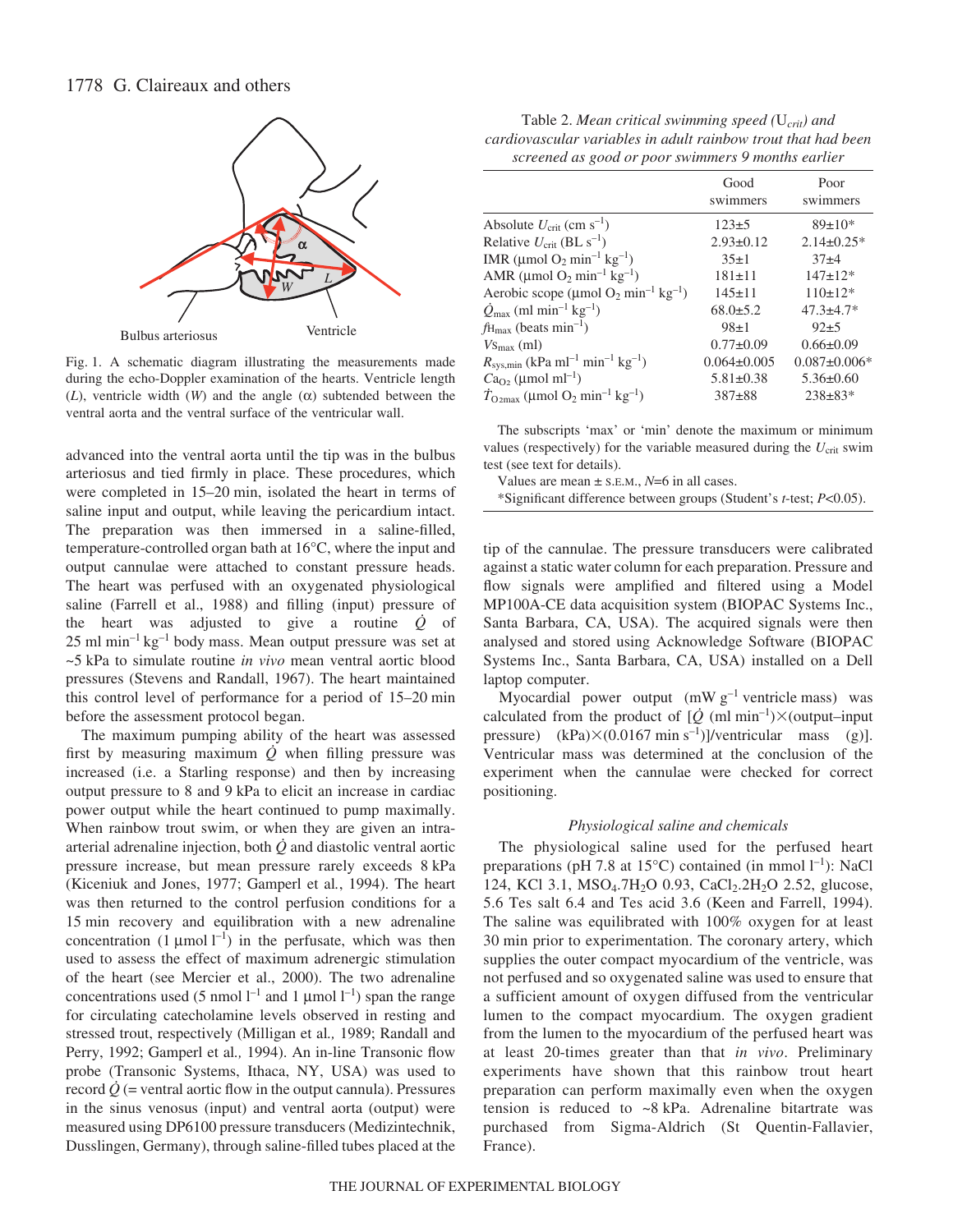Fig. 1. A schematic diagram illustrating the measurements made during the echo-Doppler examination of the hearts. Ventricle length ($L$), ventricle width ($W$) and the angle ($\alpha$) subtended between the ventral aorta and the ventral surface of the ventricular wall.

advanced into the ventral aorta until the tip was in the bulbus arteriosus and tied firmly in place. These procedures, which were completed in 15–20 min, isolated the heart in terms of saline input and output, while leaving the pericardium intact. The preparation was then immersed in a saline-filled, temperature-controlled organ bath at 16°C, where the input and output cannulae were attached to constant pressure heads. The heart was perfused with an oxygenated physiological saline (Farrell et al., 1988) and filling (input) pressure of the heart was adjusted to give a routine $\dot{Q}$ of 25 ml min$^{-1}$ kg$^{-1}$ body mass. Mean output pressure was set at ~5 kPa to simulate routine *in vivo* mean ventral aortic blood pressures (Stevens and Randall, 1967). The heart maintained this control level of performance for a period of 15–20 min before the assessment protocol began.

The maximum pumping ability of the heart was assessed first by measuring maximum $\dot{Q}$ when filling pressure was increased (i.e. a Starling response) and then by increasing output pressure to 8 and 9 kPa to elicit an increase in cardiac power output while the heart continued to pump maximally. When rainbow trout swim, or when they are given an intra-arterial adrenaline injection, both $\dot{Q}$ and diastolic ventral aortic pressure increase, but mean pressure rarely exceeds 8 kPa (Kiceniuk and Jones, 1977; Gamperl et al., 1994). The heart was then returned to the control perfusion conditions for a 15 min recovery and equilibration with a new adrenaline concentration (1 μmol l$^{-1}$) in the perfusate, which was then used to assess the effect of maximum adrenergic stimulation of the heart (see Mercier et al., 2000). The two adrenaline concentrations used (5 nmol l$^{-1}$ and 1 μmol l$^{-1}$) span the range for circulating catecholamine levels observed in resting and stressed trout, respectively (Milligan et al., 1989; Randall and Perry, 1992; Gamperl et al., 1994). An in-line Transonic flow probe (Transonic Systems, Ithaca, NY, USA) was used to record $\dot{Q}$ (= ventral aortic flow in the output cannula). Pressures in the sinus venosus (input) and ventral aorta (output) were measured using DP6100 pressure transducers (Medizintechnik, Dusslingen, Germany), through saline-filled tubes placed at the tip of the cannulae. The pressure transducers were calibrated against a static water column for each preparation. Pressure and flow signals were amplified and filtered using a Model MP100A-CE data acquisition system (BIOPAC Systems Inc., Santa Barbara, CA, USA). The acquired signals were then analysed and stored using Acknowledge Software (BIOPAC Systems Inc., Santa Barbara, CA, USA) installed on a Dell laptop computer.

Myocardial power output (mW g$^{-1}$ ventricle mass) was calculated from the product of [$\dot{Q}$ (ml min$^{-1}$)×(output–input pressure) (kPa)×(0.0167 min s$^{-1}$)]/ventricular mass (g)]. Ventricular mass was determined at the conclusion of the experiment when the cannulae were checked for correct positioning.

Table 2. *Mean critical swimming speed (*$U_{crit}$*) and cardiovascular variables in adult rainbow trout that had been screened as good or poor swimmers 9 months earlier*

| | Good swimmers | Poor swimmers |
|---|---|---|
| Absolute $U_{crit}$ (cm s$^{-1}$) | 123±5 | 89±10* |
| Relative $U_{crit}$ (BL s$^{-1}$) | 2.93±0.12 | 2.14±0.25* |
| IMR (μmol $O_2$ min$^{-1}$ kg$^{-1}$) | 35±1 | 37±4 |
| AMR (μmol $O_2$ min$^{-1}$ kg$^{-1}$) | 181±11 | 147±12* |
| Aerobic scope (μmol $O_2$ min$^{-1}$ kg$^{-1}$) | 145±11 | 110±12* |
| $\dot{Q}_{max}$ (ml min$^{-1}$ kg$^{-1}$) | 68.0±5.2 | 47.3±4.7* |
| $fH_{max}$ (beats min$^{-1}$) | 98±1 | 92±5 |
| $V_{Smax}$ (ml) | 0.77±0.09 | 0.66±0.09 |
| $R_{sys,min}$ (kPa ml$^{-1}$ min$^{-1}$ kg$^{-1}$) | 0.064±0.005 | 0.087±0.006* |
| $Ca_{O_2}$ (μmol ml$^{-1}$) | 5.81±0.38 | 5.36±0.60 |
| $\dot{T}_{O_2max}$ (μmol $O_2$ min$^{-1}$ kg$^{-1}$) | 387±88 | 238±83* |

The subscripts 'max' or 'min' denote the maximum or minimum values (respectively) for the variable measured during the $U_{crit}$ swim test (see text for details).

Values are mean ± S.E.M., $N$=6 in all cases.

*Significant difference between groups (Student's $t$-test; $P$<0.05).

### *Physiological saline and chemicals*

The physiological saline used for the perfused heart preparations (pH 7.8 at 15°C) contained (in mmol l$^{-1}$): NaCl 124, KCl 3.1, $MSO_4.7H_2O$ 0.93, $CaCl_2.2H_2O$ 2.52, glucose, 5.6 Tes salt 6.4 and Tes acid 3.6 (Keen and Farrell, 1994). The saline was equilibrated with 100% oxygen for at least 30 min prior to experimentation. The coronary artery, which supplies the outer compact myocardium of the ventricle, was not perfused and so oxygenated saline was used to ensure that a sufficient amount of oxygen diffused from the ventricular lumen to the compact myocardium. The oxygen gradient from the lumen to the myocardium of the perfused heart was at least 20-times greater than that *in vivo*. Preliminary experiments have shown that this rainbow trout heart preparation can perform maximally even when the oxygen tension is reduced to ~8 kPa. Adrenaline bitartrate was purchased from Sigma-Aldrich (St Quentin-Fallavier, France).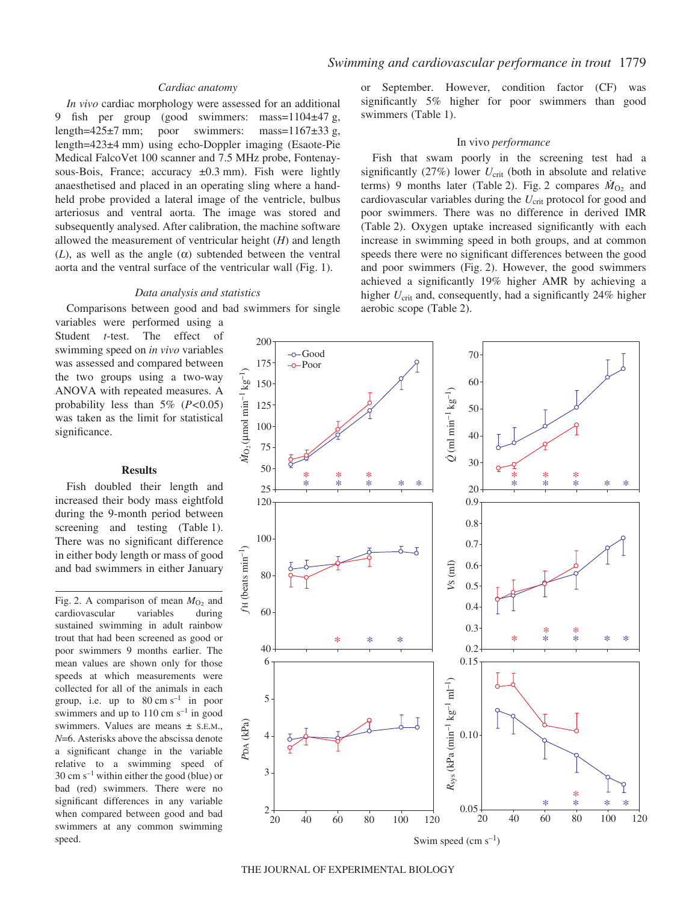### Cardiac anatomy

*In vivo* cardiac morphology were assessed for an additional 9 fish per group (good swimmers: mass=1104±47 g, length=425±7 mm; poor swimmers: mass=1167±33 g, length=423±4 mm) using echo-Doppler imaging (Esaote-Pie Medical FalcoVet 100 scanner and 7.5 MHz probe, Fontenay-sous-Bois, France; accuracy ±0.3 mm). Fish were lightly anaesthetised and placed in an operating sling where a hand-held probe provided a lateral image of the ventricle, bulbus arteriosus and ventral aorta. The image was stored and subsequently analysed. After calibration, the machine software allowed the measurement of ventricular height (*H*) and length (*L*), as well as the angle (α) subtended between the ventral aorta and the ventral surface of the ventricular wall (Fig. 1).

### Data analysis and statistics

Comparisons between good and bad swimmers for single variables were performed using a Student *t*-test. The effect of swimming speed on *in vivo* variables was assessed and compared between the two groups using a two-way ANOVA with repeated measures. A probability less than 5% ($P<0.05$) was taken as the limit for statistical significance.

## Results

Fish doubled their length and increased their body mass eightfold during the 9-month period between screening and testing (Table 1). There was no significant difference in either body length or mass of good and bad swimmers in either January or September. However, condition factor (CF) was significantly 5% higher for poor swimmers than good swimmers (Table 1).

### In vivo *performance*

Fish that swam poorly in the screening test had a significantly (27%) lower $U_{crit}$ (both in absolute and relative terms) 9 months later (Table 2). Fig. 2 compares $\dot{M}_{O_2}$ and cardiovascular variables during the $U_{crit}$ protocol for good and poor swimmers. There was no difference in derived IMR (Table 2). Oxygen uptake increased significantly with each increase in swimming speed in both groups, and at common speeds there were no significant differences between the good and poor swimmers (Fig. 2). However, the good swimmers achieved a significantly 19% higher AMR by achieving a higher $U_{crit}$ and, consequently, had a significantly 24% higher aerobic scope (Table 2).

Fig. 2. A comparison of mean $M_{O_2}$ and cardiovascular variables during sustained swimming in adult rainbow trout that had been screened as good or poor swimmers 9 months earlier. The mean values are shown only for those speeds at which measurements were collected for all of the animals in each group, i.e. up to 80 cm s$^{-1}$ in poor swimmers and up to 110 cm s$^{-1}$ in good swimmers. Values are means ± S.E.M., $N$=6. Asterisks above the abscissa denote a significant change in the variable relative to a swimming speed of 30 cm s$^{-1}$ within either the good (blue) or bad (red) swimmers. There were no significant differences in any variable when compared between good and bad swimmers at any common swimming speed.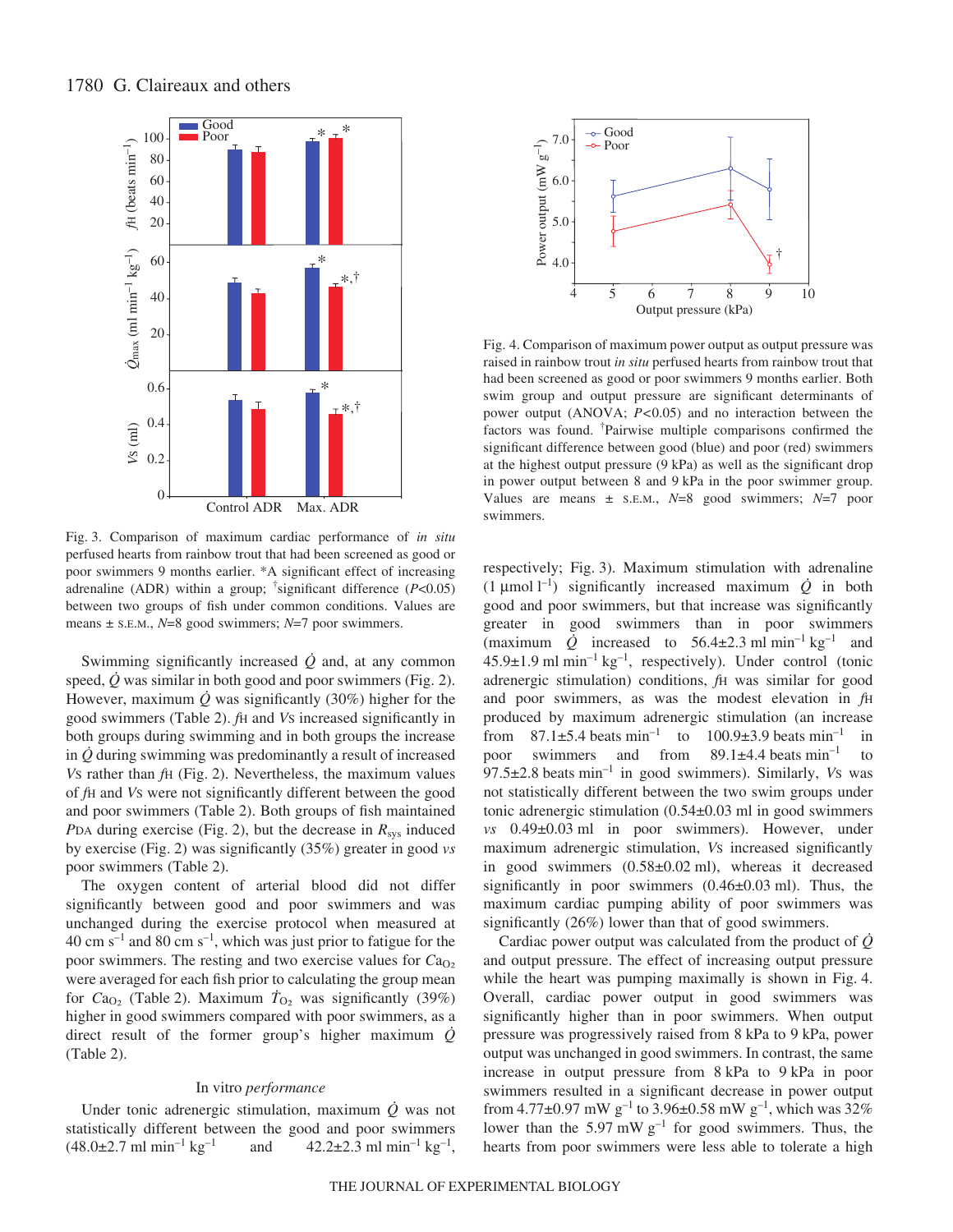Fig. 3. Comparison of maximum cardiac performance of *in situ* perfused hearts from rainbow trout that had been screened as good or poor swimmers 9 months earlier. *A significant effect of increasing adrenaline (ADR) within a group; †significant difference ($P$<0.05) between two groups of fish under common conditions. Values are means ± S.E.M., $N$=8 good swimmers; $N$=7 poor swimmers.

Swimming significantly increased $\dot{Q}$ and, at any common speed, $\dot{Q}$ was similar in both good and poor swimmers (Fig. 2). However, maximum $\dot{Q}$ was significantly (30%) higher for the good swimmers (Table 2). $f_H$ and $V_S$ increased significantly in both groups during swimming and in both groups the increase in $\dot{Q}$ during swimming was predominantly a result of increased $V_S$ rather than $f_H$ (Fig. 2). Nevertheless, the maximum values of $f_H$ and $V_S$ were not significantly different between the good and poor swimmers (Table 2). Both groups of fish maintained $P_{DA}$ during exercise (Fig. 2), but the decrease in $R_{sys}$ induced by exercise (Fig. 2) was significantly (35%) greater in good *vs* poor swimmers (Table 2).

The oxygen content of arterial blood did not differ significantly between good and poor swimmers and was unchanged during the exercise protocol when measured at 40 cm s$^{-1}$ and 80 cm s$^{-1}$, which was just prior to fatigue for the poor swimmers. The resting and two exercise values for $Ca_{O_2}$ were averaged for each fish prior to calculating the group mean for $Ca_{O_2}$ (Table 2). Maximum $\dot{T}_{O_2}$ was significantly (39%) higher in good swimmers compared with poor swimmers, as a direct result of the former group's higher maximum $\dot{Q}$ (Table 2).

### In vitro *performance*

Under tonic adrenergic stimulation, maximum $\dot{Q}$ was not statistically different between the good and poor swimmers (48.0±2.7 ml min$^{-1}$ kg$^{-1}$ and 42.2±2.3 ml min$^{-1}$ kg$^{-1}$, respectively; Fig. 3). Maximum stimulation with adrenaline (1 µmol l$^{-1}$) significantly increased maximum $\dot{Q}$ in both good and poor swimmers, but that increase was significantly greater in good swimmers than in poor swimmers (maximum $\dot{Q}$ increased to 56.4±2.3 ml min$^{-1}$ kg$^{-1}$ and 45.9±1.9 ml min$^{-1}$ kg$^{-1}$, respectively). Under control (tonic adrenergic stimulation) conditions, $f_H$ was similar for good and poor swimmers, as was the modest elevation in $f_H$ produced by maximum adrenergic stimulation (an increase from 87.1±5.4 beats min$^{-1}$ to 100.9±3.9 beats min$^{-1}$ in poor swimmers and from 89.1±4.4 beats min$^{-1}$ to 97.5±2.8 beats min$^{-1}$ in good swimmers). Similarly, $V_S$ was not statistically different between the two swim groups under tonic adrenergic stimulation (0.54±0.03 ml in good swimmers *vs* 0.49±0.03 ml in poor swimmers). However, under maximum adrenergic stimulation, $V_S$ increased significantly in good swimmers (0.58±0.02 ml), whereas it decreased significantly in poor swimmers (0.46±0.03 ml). Thus, the maximum cardiac pumping ability of poor swimmers was significantly (26%) lower than that of good swimmers.

Cardiac power output was calculated from the product of $\dot{Q}$ and output pressure. The effect of increasing output pressure while the heart was pumping maximally is shown in Fig. 4. Overall, cardiac power output in good swimmers was significantly higher than in poor swimmers. When output pressure was progressively raised from 8 kPa to 9 kPa, power output was unchanged in good swimmers. In contrast, the same increase in output pressure from 8 kPa to 9 kPa in poor swimmers resulted in a significant decrease in power output from 4.77±0.97 mW g$^{-1}$ to 3.96±0.58 mW g$^{-1}$, which was 32% lower than the 5.97 mW g$^{-1}$ for good swimmers. Thus, the hearts from poor swimmers were less able to tolerate a high

Fig. 4. Comparison of maximum power output as output pressure was raised in rainbow trout *in situ* perfused hearts from rainbow trout that had been screened as good or poor swimmers 9 months earlier. Both swim group and output pressure are significant determinants of power output (ANOVA; $P$<0.05) and no interaction between the factors was found. †Pairwise multiple comparisons confirmed the significant difference between good (blue) and poor (red) swimmers at the highest output pressure (9 kPa) as well as the significant drop in power output between 8 and 9 kPa in the poor swimmer group. Values are means ± S.E.M., $N$=8 good swimmers; $N$=7 poor swimmers.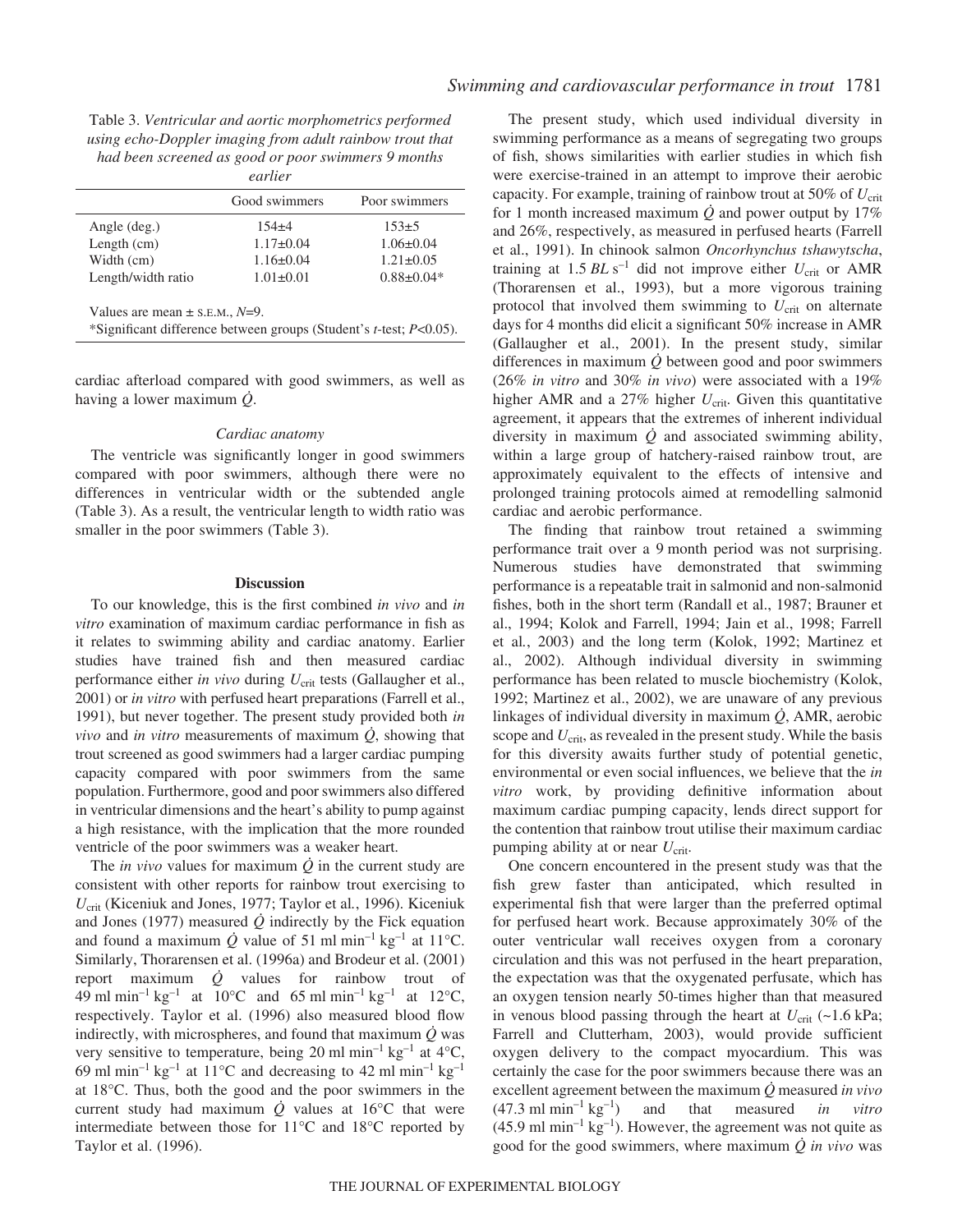Table 3. *Ventricular and aortic morphometrics performed using echo-Doppler imaging from adult rainbow trout that had been screened as good or poor swimmers 9 months earlier*

| | Good swimmers | Poor swimmers |
|---|---|---|
| Angle (deg.) | 154±4 | 153±5 |
| Length (cm) | 1.17±0.04 | 1.06±0.04 |
| Width (cm) | 1.16±0.04 | 1.21±0.05 |
| Length/width ratio | 1.01±0.01 | 0.88±0.04* |

Values are mean ± S.E.M., $N$=9.

*Significant difference between groups (Student's $t$-test; $P$<0.05).

cardiac afterload compared with good swimmers, as well as having a lower maximum $\dot{Q}$.

### *Cardiac anatomy*

The ventricle was significantly longer in good swimmers compared with poor swimmers, although there were no differences in ventricular width or the subtended angle (Table 3). As a result, the ventricular length to width ratio was smaller in the poor swimmers (Table 3).

## Discussion

To our knowledge, this is the first combined *in vivo* and *in vitro* examination of maximum cardiac performance in fish as it relates to swimming ability and cardiac anatomy. Earlier studies have trained fish and then measured cardiac performance either *in vivo* during $U_{crit}$ tests (Gallaugher et al., 2001) or *in vitro* with perfused heart preparations (Farrell et al., 1991), but never together. The present study provided both *in vivo* and *in vitro* measurements of maximum $\dot{Q}$, showing that trout screened as good swimmers had a larger cardiac pumping capacity compared with poor swimmers from the same population. Furthermore, good and poor swimmers also differed in ventricular dimensions and the heart's ability to pump against a high resistance, with the implication that the more rounded ventricle of the poor swimmers was a weaker heart.

The *in vivo* values for maximum $\dot{Q}$ in the current study are consistent with other reports for rainbow trout exercising to $U_{crit}$ (Kiceniuk and Jones, 1977; Taylor et al., 1996). Kiceniuk and Jones (1977) measured $\dot{Q}$ indirectly by the Fick equation and found a maximum $\dot{Q}$ value of 51 ml min$^{-1}$ kg$^{-1}$ at 11°C. Similarly, Thorarensen et al. (1996a) and Brodeur et al. (2001) report maximum $\dot{Q}$ values for rainbow trout of 49 ml min$^{-1}$ kg$^{-1}$ at 10°C and 65 ml min$^{-1}$ kg$^{-1}$ at 12°C, respectively. Taylor et al. (1996) also measured blood flow indirectly, with microspheres, and found that maximum $\dot{Q}$ was very sensitive to temperature, being 20 ml min$^{-1}$ kg$^{-1}$ at 4°C, 69 ml min$^{-1}$ kg$^{-1}$ at 11°C and decreasing to 42 ml min$^{-1}$ kg$^{-1}$ at 18°C. Thus, both the good and the poor swimmers in the current study had maximum $\dot{Q}$ values at 16°C that were intermediate between those for 11°C and 18°C reported by Taylor et al. (1996).

The present study, which used individual diversity in swimming performance as a means of segregating two groups of fish, shows similarities with earlier studies in which fish were exercise-trained in an attempt to improve their aerobic capacity. For example, training of rainbow trout at 50% of $U_{crit}$ for 1 month increased maximum $\dot{Q}$ and power output by 17% and 26%, respectively, as measured in perfused hearts (Farrell et al., 1991). In chinook salmon *Oncorhynchus tshawytscha*, training at 1.5 $BL$ s$^{-1}$ did not improve either $U_{crit}$ or AMR (Thorarensen et al., 1993), but a more vigorous training protocol that involved them swimming to $U_{crit}$ on alternate days for 4 months did elicit a significant 50% increase in AMR (Gallaugher et al., 2001). In the present study, similar differences in maximum $\dot{Q}$ between good and poor swimmers (26% *in vitro* and 30% *in vivo*) were associated with a 19% higher AMR and a 27% higher $U_{crit}$. Given this quantitative agreement, it appears that the extremes of inherent individual diversity in maximum $\dot{Q}$ and associated swimming ability, within a large group of hatchery-raised rainbow trout, are approximately equivalent to the effects of intensive and prolonged training protocols aimed at remodelling salmonid cardiac and aerobic performance.

The finding that rainbow trout retained a swimming performance trait over a 9 month period was not surprising. Numerous studies have demonstrated that swimming performance is a repeatable trait in salmonid and non-salmonid fishes, both in the short term (Randall et al., 1987; Brauner et al., 1994; Kolok and Farrell, 1994; Jain et al., 1998; Farrell et al., 2003) and the long term (Kolok, 1992; Martinez et al., 2002). Although individual diversity in swimming performance has been related to muscle biochemistry (Kolok, 1992; Martinez et al., 2002), we are unaware of any previous linkages of individual diversity in maximum $\dot{Q}$, AMR, aerobic scope and $U_{crit}$, as revealed in the present study. While the basis for this diversity awaits further study of potential genetic, environmental or even social influences, we believe that the *in vitro* work, by providing definitive information about maximum cardiac pumping capacity, lends direct support for the contention that rainbow trout utilise their maximum cardiac pumping ability at or near $U_{crit}$.

One concern encountered in the present study was that the fish grew faster than anticipated, which resulted in experimental fish that were larger than the preferred optimal for perfused heart work. Because approximately 30% of the outer ventricular wall receives oxygen from a coronary circulation and this was not perfused in the heart preparation, the expectation was that the oxygenated perfusate, which has an oxygen tension nearly 50-times higher than that measured in venous blood passing through the heart at $U_{crit}$ (~1.6 kPa; Farrell and Clutterham, 2003), would provide sufficient oxygen delivery to the compact myocardium. This was certainly the case for the poor swimmers because there was an excellent agreement between the maximum $\dot{Q}$ measured *in vivo* (47.3 ml min$^{-1}$ kg$^{-1}$) and that measured *in vitro* (45.9 ml min$^{-1}$ kg$^{-1}$). However, the agreement was not quite as good for the good swimmers, where maximum $\dot{Q}$ *in vivo* was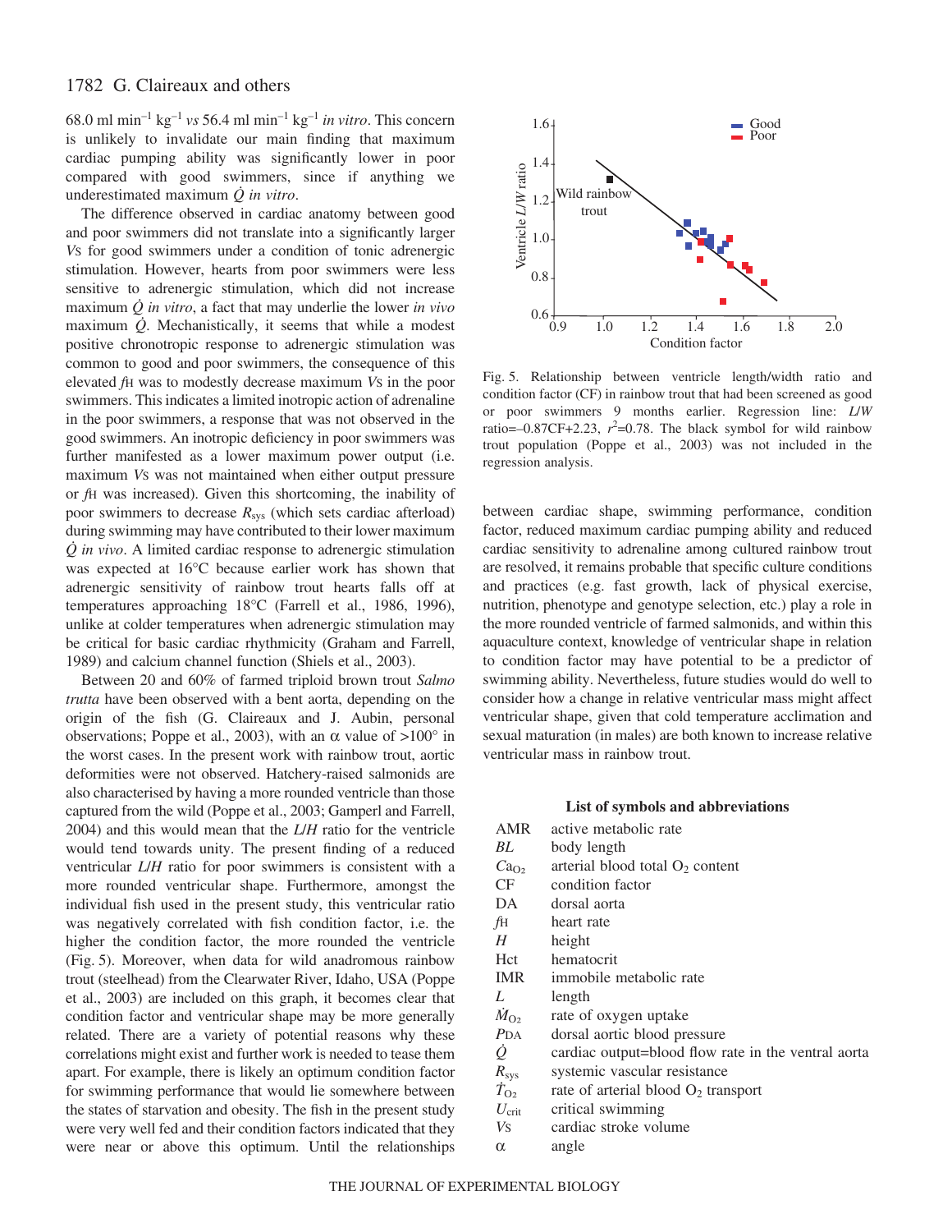68.0 ml min$^{-1}$ kg$^{-1}$ *vs* 56.4 ml min$^{-1}$ kg$^{-1}$ *in vitro*. This concern is unlikely to invalidate our main finding that maximum cardiac pumping ability was significantly lower in poor compared with good swimmers, since if anything we underestimated maximum $\dot{Q}$ *in vitro*.

The difference observed in cardiac anatomy between good and poor swimmers did not translate into a significantly larger $V_S$ for good swimmers under a condition of tonic adrenergic stimulation. However, hearts from poor swimmers were less sensitive to adrenergic stimulation, which did not increase maximum $\dot{Q}$ *in vitro*, a fact that may underlie the lower *in vivo* maximum $\dot{Q}$. Mechanistically, it seems that while a modest positive chronotropic response to adrenergic stimulation was common to good and poor swimmers, the consequence of this elevated $f_H$ was to modestly decrease maximum $V_S$ in the poor swimmers. This indicates a limited inotropic action of adrenaline in the poor swimmers, a response that was not observed in the good swimmers. An inotropic deficiency in poor swimmers was further manifested as a lower maximum power output (i.e. maximum $V_S$ was not maintained when either output pressure or $f_H$ was increased). Given this shortcoming, the inability of poor swimmers to decrease $R_{sys}$ (which sets cardiac afterload) during swimming may have contributed to their lower maximum $\dot{Q}$ *in vivo*. A limited cardiac response to adrenergic stimulation was expected at 16°C because earlier work has shown that adrenergic sensitivity of rainbow trout hearts falls off at temperatures approaching 18°C (Farrell et al., 1986, 1996), unlike at colder temperatures when adrenergic stimulation may be critical for basic cardiac rhythmicity (Graham and Farrell, 1989) and calcium channel function (Shiels et al., 2003).

Between 20 and 60% of farmed triploid brown trout *Salmo trutta* have been observed with a bent aorta, depending on the origin of the fish (G. Claireaux and J. Aubin, personal observations; Poppe et al., 2003), with an α value of >100° in the worst cases. In the present work with rainbow trout, aortic deformities were not observed. Hatchery-raised salmonids are also characterised by having a more rounded ventricle than those captured from the wild (Poppe et al., 2003; Gamperl and Farrell, 2004) and this would mean that the *L/H* ratio for the ventricle would tend towards unity. The present finding of a reduced ventricular *L/H* ratio for poor swimmers is consistent with a more rounded ventricular shape. Furthermore, amongst the individual fish used in the present study, this ventricular ratio was negatively correlated with fish condition factor, i.e. the higher the condition factor, the more rounded the ventricle (Fig. 5). Moreover, when data for wild anadromous rainbow trout (steelhead) from the Clearwater River, Idaho, USA (Poppe et al., 2003) are included on this graph, it becomes clear that condition factor and ventricular shape may be more generally related. There are a variety of potential reasons why these correlations might exist and further work is needed to tease them apart. For example, there is likely an optimum condition factor for swimming performance that would lie somewhere between the states of starvation and obesity. The fish in the present study were very well fed and their condition factors indicated that they were near or above this optimum. Until the relationships between cardiac shape, swimming performance, condition factor, reduced maximum cardiac pumping ability and reduced cardiac sensitivity to adrenaline among cultured rainbow trout are resolved, it remains probable that specific culture conditions and practices (e.g. fast growth, lack of physical exercise, nutrition, phenotype and genotype selection, etc.) play a role in the more rounded ventricle of farmed salmonids, and within this aquaculture context, knowledge of ventricular shape in relation to condition factor may have potential to be a predictor of swimming ability. Nevertheless, future studies would do well to consider how a change in relative ventricular mass might affect ventricular shape, given that cold temperature acclimation and sexual maturation (in males) are both known to increase relative ventricular mass in rainbow trout.

Fig. 5. Relationship between ventricle length/width ratio and condition factor (CF) in rainbow trout that had been screened as good or poor swimmers 9 months earlier. Regression line: *L/W* ratio=–0.87CF+2.23, $r^2$=0.78. The black symbol for wild rainbow trout population (Poppe et al., 2003) was not included in the regression analysis.

### List of symbols and abbreviations

| | |
|---|---|
| AMR | active metabolic rate |
| *BL* | body length |
| $Ca_{O_2}$ | arterial blood total $O_2$ content |
| CF | condition factor |
| DA | dorsal aorta |
| $f_H$ | heart rate |
| *H* | height |
| Hct | hematocrit |
| IMR | immobile metabolic rate |
| *L* | length |
| $\dot{M}_{O_2}$ | rate of oxygen uptake |
| $P_{DA}$ | dorsal aortic blood pressure |
| $\dot{Q}$ | cardiac output=blood flow rate in the ventral aorta |
| $R_{sys}$ | systemic vascular resistance |
| $\dot{T}_{O_2}$ | rate of arterial blood $O_2$ transport |
| $U_{crit}$ | critical swimming |
| $V_S$ | cardiac stroke volume |
| α | angle |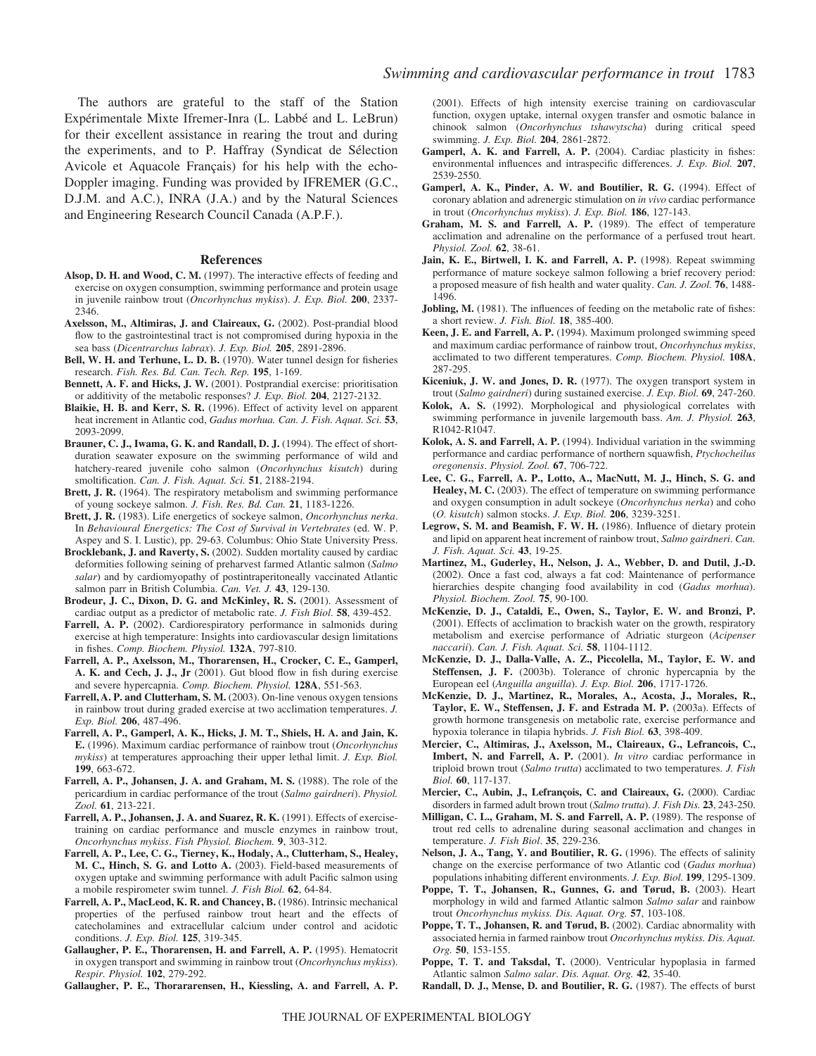The authors are grateful to the staff of the Station Expérimentale Mixte Ifremer-Inra (L. Labbé and L. LeBrun) for their excellent assistance in rearing the trout and during the experiments, and to P. Haffray (Syndicat de Sélection Avicole et Aquacole Français) for his help with the echo-Doppler imaging. Funding was provided by IFREMER (G.C., D.J.M. and A.C.), INRA (J.A.) and by the Natural Sciences and Engineering Research Council Canada (A.P.F.).

## References

**Alsop, D. H. and Wood, C. M.** (1997). The interactive effects of feeding and exercise on oxygen consumption, swimming performance and protein usage in juvenile rainbow trout (*Oncorhynchus mykiss*). *J. Exp. Biol.* **200**, 2337-2346.

**Axelsson, M., Altimiras, J. and Claireaux, G.** (2002). Post-prandial blood flow to the gastrointestinal tract is not compromised during hypoxia in the sea bass (*Dicentrarchus labrax*). *J. Exp. Biol.* **205**, 2891-2896.

**Bell, W. H. and Terhune, L. D. B.** (1970). Water tunnel design for fisheries research. *Fish. Res. Bd. Can. Tech. Rep.* **195**, 1-169.

**Bennett, A. F. and Hicks, J. W.** (2001). Postprandial exercise: prioritisation or additivity of the metabolic responses? *J. Exp. Biol.* **204**, 2127-2132.

**Blaikie, H. B. and Kerr, S. R.** (1996). Effect of activity level on apparent heat increment in Atlantic cod, *Gadus morhua. Can. J. Fish. Aquat. Sci.* **53**, 2093-2099.

**Brauner, C. J., Iwama, G. K. and Randall, D. J.** (1994). The effect of short-duration seawater exposure on the swimming performance of wild and hatchery-reared juvenile coho salmon (*Oncorhynchus kisutch*) during smoltification. *Can. J. Fish. Aquat. Sci.* **51**, 2188-2194.

**Brett, J. R.** (1964). The respiratory metabolism and swimming performance of young sockeye salmon. *J. Fish. Res. Bd. Can.* **21**, 1183-1226.

**Brett, J. R.** (1983). Life energetics of sockeye salmon, *Oncorhynchus nerka*. In *Behavioural Energetics: The Cost of Survival in Vertebrates* (ed. W. P. Aspey and S. I. Lustic), pp. 29-63. Columbus: Ohio State University Press.

**Brocklebank, J. and Raverty, S.** (2002). Sudden mortality caused by cardiac deformities following seining of preharvest farmed Atlantic salmon (*Salmo salar*) and by cardiomyopathy of postintraperitoneally vaccinated Atlantic salmon parr in British Columbia. *Can. Vet. J.* **43**, 129-130.

**Brodeur, J. C., Dixon, D. G. and McKinley, R. S.** (2001). Assessment of cardiac output as a predictor of metabolic rate. *J. Fish Biol.* **58**, 439-452.

**Farrell, A. P.** (2002). Cardiorespiratory performance in salmonids during exercise at high temperature: Insights into cardiovascular design limitations in fishes. *Comp. Biochem. Physiol.* **132A**, 797-810.

**Farrell, A. P., Axelsson, M., Thorarensen, H., Crocker, C. E., Gamperl, A. K. and Cech, J. J., Jr** (2001). Gut blood flow in fish during exercise and severe hypercapnia. *Comp. Biochem. Physiol.* **128A**, 551-563.

**Farrell, A. P. and Clutterham, S. M.** (2003). On-line venous oxygen tensions in rainbow trout during graded exercise at two acclimation temperatures. *J. Exp. Biol.* **206**, 487-496.

**Farrell, A. P., Gamperl, A. K., Hicks, J. M. T., Shiels, H. A. and Jain, K. E.** (1996). Maximum cardiac performance of rainbow trout (*Oncorhynchus mykiss*) at temperatures approaching their upper lethal limit. *J. Exp. Biol.* **199**, 663-672.

**Farrell, A. P., Johansen, J. A. and Graham, M. S.** (1988). The role of the pericardium in cardiac performance of the trout (*Salmo gairdneri*). *Physiol. Zool.* **61**, 213-221.

**Farrell, A. P., Johansen, J. A. and Suarez, R. K.** (1991). Effects of exercise-training on cardiac performance and muscle enzymes in rainbow trout, *Oncorhynchus mykiss*. *Fish Physiol. Biochem.* **9**, 303-312.

**Farrell, A. P., Lee, C. G., Tierney, K., Hodaly, A., Clutterham, S., Healey, M. C., Hinch, S. G. and Lotto A.** (2003). Field-based measurements of oxygen uptake and swimming performance with adult Pacific salmon using a mobile respirometer swim tunnel. *J. Fish Biol.* **62**, 64-84.

**Farrell, A. P., MacLeod, K. R. and Chancey, B.** (1986). Intrinsic mechanical properties of the perfused rainbow trout heart and the effects of catecholamines and extracellular calcium under control and acidotic conditions. *J. Exp. Biol.* **125**, 319-345.

**Gallaugher, P. E., Thorarensen, H. and Farrell, A. P.** (1995). Hematocrit in oxygen transport and swimming in rainbow trout (*Oncorhynchus mykiss*). *Respir. Physiol.* **102**, 279-292.

**Gallaugher, P. E., Thorarensen, H., Kiessling, A. and Farrell, A. P.** (2001). Effects of high intensity exercise training on cardiovascular function, oxygen uptake, internal oxygen transfer and osmotic balance in chinook salmon (*Oncorhynchus tshawytscha*) during critical speed swimming. *J. Exp. Biol.* **204**, 2861-2872.

**Gamperl, A. K. and Farrell, A. P.** (2004). Cardiac plasticity in fishes: environmental influences and intraspecific differences. *J. Exp. Biol.* **207**, 2539-2550.

**Gamperl, A. K., Pinder, A. W. and Boutilier, R. G.** (1994). Effect of coronary ablation and adrenergic stimulation on *in vivo* cardiac performance in trout (*Oncorhynchus mykiss*). *J. Exp. Biol.* **186**, 127-143.

**Graham, M. S. and Farrell, A. P.** (1989). The effect of temperature acclimation and adrenaline on the performance of a perfused trout heart. *Physiol. Zool.* **62**, 38-61.

**Jain, K. E., Birtwell, I. K. and Farrell, A. P.** (1998). Repeat swimming performance of mature sockeye salmon following a brief recovery period: a proposed measure of fish health and water quality. *Can. J. Zool.* **76**, 1488-1496.

**Jobling, M.** (1981). The influences of feeding on the metabolic rate of fishes: a short review. *J. Fish. Biol.* **18**, 385-400.

**Keen, J. E. and Farrell, A. P.** (1994). Maximum prolonged swimming speed and maximum cardiac performance of rainbow trout, *Oncorhynchus mykiss*, acclimated to two different temperatures. *Comp. Biochem. Physiol.* **108A**, 287-295.

**Kiceniuk, J. W. and Jones, D. R.** (1977). The oxygen transport system in trout (*Salmo gairdneri*) during sustained exercise. *J. Exp. Biol.* **69**, 247-260.

**Kolok, A. S.** (1992). Morphological and physiological correlates with swimming performance in juvenile largemouth bass. *Am. J. Physiol.* **263**, R1042-R1047.

**Kolok, A. S. and Farrell, A. P.** (1994). Individual variation in the swimming performance and cardiac performance of northern squawfish, *Ptychocheilus oregonensis*. *Physiol. Zool.* **67**, 706-722.

**Lee, C. G., Farrell, A. P., Lotto, A., MacNutt, M. J., Hinch, S. G. and Healey, M. C.** (2003). The effect of temperature on swimming performance and oxygen consumption in adult sockeye (*Oncorhynchus nerka*) and coho (*O. kisutch*) salmon stocks. *J. Exp. Biol.* **206**, 3239-3251.

**Legrow, S. M. and Beamish, F. W. H.** (1986). Influence of dietary protein and lipid on apparent heat increment of rainbow trout, *Salmo gairdneri*. *Can. J. Fish. Aquat. Sci.* **43**, 19-25.

**Martinez, M., Guderley, H., Nelson, J. A., Webber, D. and Dutil, J.-D.** (2002). Once a fast cod, always a fat cod: Maintenance of performance hierarchies despite changing food availability in cod (*Gadus morhua*). *Physiol. Biochem. Zool.* **75**, 90-100.

**McKenzie, D. J., Cataldi, E., Owen, S., Taylor, E. W. and Bronzi, P.** (2001). Effects of acclimation to brackish water on the growth, respiratory metabolism and exercise performance of Adriatic sturgeon (*Acipenser naccarii*). *Can. J. Fish. Aquat. Sci.* **58**, 1104-1112.

**McKenzie, D. J., Dalla-Valle, A. Z., Piccolella, M., Taylor, E. W. and Steffensen, J. F.** (2003b). Tolerance of chronic hypercapnia by the European eel (*Anguilla anguilla*). *J. Exp. Biol.* **206**, 1717-1726.

**McKenzie, D. J., Martinez, R., Morales, A., Acosta, J., Morales, R., Taylor, E. W., Steffensen, J. F. and Estrada M. P.** (2003a). Effects of growth hormone transgenesis on metabolic rate, exercise performance and hypoxia tolerance in tilapia hybrids. *J. Fish Biol.* **63**, 398-409.

**Mercier, C., Altimiras, J., Axelsson, M., Claireaux, G., Lefrancois, C., Imbert, N. and Farrell, A. P.** (2001). *In vitro* cardiac performance in triploid brown trout (*Salmo trutta*) acclimated to two temperatures. *J. Fish Biol.* **60**, 117-137.

**Mercier, C., Aubin, J., Lefrançois, C. and Claireaux, G.** (2000). Cardiac disorders in farmed adult brown trout (*Salmo trutta*). *J. Fish Dis.* **23**, 243-250.

**Milligan, C. L., Graham, M. S. and Farrell, A. P.** (1989). The response of trout red cells to adrenaline during seasonal acclimation and changes in temperature. *J. Fish Biol*. **35**, 229-236.

**Nelson, J. A., Tang, Y. and Boutilier, R. G.** (1996). The effects of salinity change on the exercise performance of two Atlantic cod (*Gadus morhua*) populations inhabiting different environments. *J. Exp. Biol.* **199**, 1295-1309.

**Poppe, T. T., Johansen, R., Gunnes, G. and Tørud, B.** (2003). Heart morphology in wild and farmed Atlantic salmon *Salmo salar* and rainbow trout *Oncorhynchus mykiss. Dis. Aquat. Org.* **57**, 103-108.

**Poppe, T. T., Johansen, R. and Tørud, B.** (2002). Cardiac abnormality with associated hernia in farmed rainbow trout *Oncorhynchus mykiss. Dis. Aquat. Org.* **50**, 153-155.

**Poppe, T. T. and Taksdal, T.** (2000). Ventricular hypoplasia in farmed Atlantic salmon *Salmo salar*. *Dis. Aquat. Org.* **42**, 35-40.

**Randall, D. J., Mense, D. and Boutilier, R. G.** (1987). The effects of burst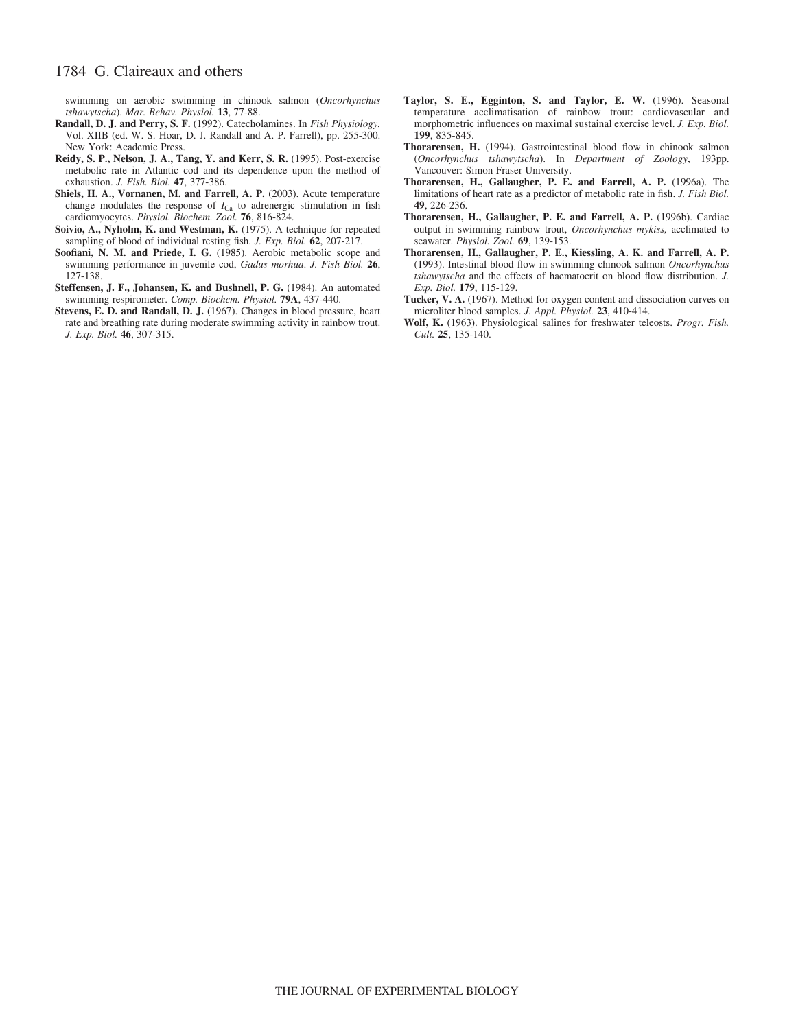swimming on aerobic swimming in chinook salmon (*Oncorhynchus tshawytscha*). *Mar. Behav. Physiol.* **13**, 77-88.

**Randall, D. J. and Perry, S. F.** (1992). Catecholamines. In *Fish Physiology*. Vol. XIIB (ed. W. S. Hoar, D. J. Randall and A. P. Farrell), pp. 255-300. New York: Academic Press.

**Reidy, S. P., Nelson, J. A., Tang, Y. and Kerr, S. R.** (1995). Post-exercise metabolic rate in Atlantic cod and its dependence upon the method of exhaustion. *J. Fish. Biol.* **47**, 377-386.

**Shiels, H. A., Vornanen, M. and Farrell, A. P.** (2003). Acute temperature change modulates the response of $I_{Ca}$ to adrenergic stimulation in fish cardiomyocytes. *Physiol. Biochem. Zool.* **76**, 816-824.

**Soivio, A., Nyholm, K. and Westman, K.** (1975). A technique for repeated sampling of blood of individual resting fish. *J. Exp. Biol.* **62**, 207-217.

**Soofiani, N. M. and Priede, I. G.** (1985). Aerobic metabolic scope and swimming performance in juvenile cod, *Gadus morhua*. *J. Fish Biol.* **26**, 127-138.

**Steffensen, J. F., Johansen, K. and Bushnell, P. G.** (1984). An automated swimming respirometer. *Comp. Biochem. Physiol.* **79A**, 437-440.

**Stevens, E. D. and Randall, D. J.** (1967). Changes in blood pressure, heart rate and breathing rate during moderate swimming activity in rainbow trout. *J. Exp. Biol.* **46**, 307-315.

**Taylor, S. E., Egginton, S. and Taylor, E. W.** (1996). Seasonal temperature acclimatisation of rainbow trout: cardiovascular and morphometric influences on maximal sustainal exercise level. *J. Exp. Biol.* **199**, 835-845.

**Thorarensen, H.** (1994). Gastrointestinal blood flow in chinook salmon (*Oncorhynchus tshawytscha*). In *Department of Zoology*, 193pp. Vancouver: Simon Fraser University.

**Thorarensen, H., Gallaugher, P. E. and Farrell, A. P.** (1996a). The limitations of heart rate as a predictor of metabolic rate in fish. *J. Fish Biol.* **49**, 226-236.

**Thorarensen, H., Gallaugher, P. E. and Farrell, A. P.** (1996b). Cardiac output in swimming rainbow trout, *Oncorhynchus mykiss,* acclimated to seawater. *Physiol. Zool.* **69**, 139-153.

**Thorarensen, H., Gallaugher, P. E., Kiessling, A. K. and Farrell, A. P.** (1993). Intestinal blood flow in swimming chinook salmon *Oncorhynchus tshawytscha* and the effects of haematocrit on blood flow distribution. *J. Exp. Biol.* **179**, 115-129.

**Tucker, V. A.** (1967). Method for oxygen content and dissociation curves on microliter blood samples. *J. Appl. Physiol.* **23**, 410-414.

**Wolf, K.** (1963). Physiological salines for freshwater teleosts. *Progr. Fish. Cult.* **25**, 135-140.